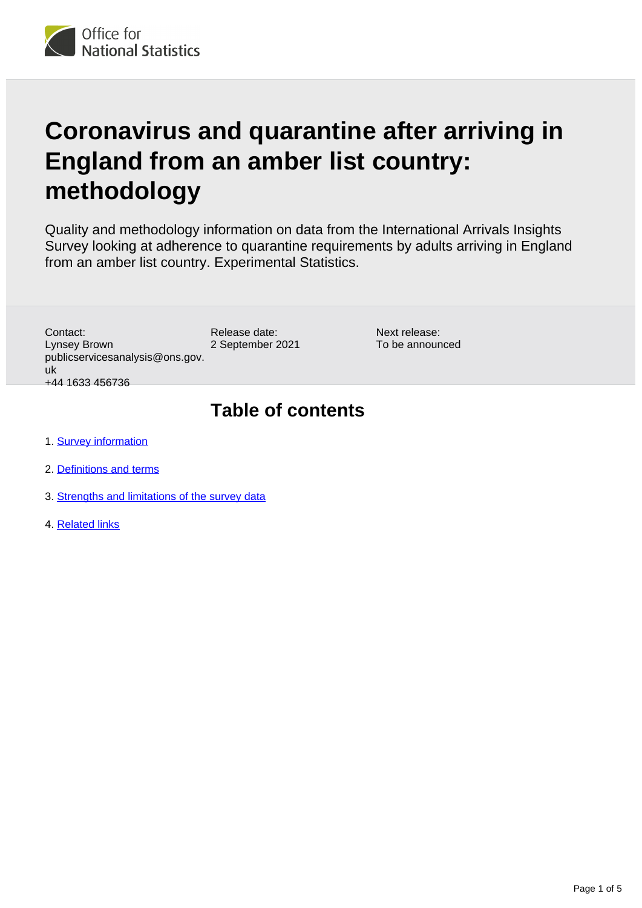Office for National Statistics

# Coronavirus and quarantine after arriving in England from an amber list country: methodology

Quality and methodology information on data from the International Arrivals Insights Survey looking at adherence to quarantine requirements by adults arriving in England from an amber list country. Experimental Statistics.

Contact:
Lynsey Brown
publicservicesanalysis@ons.gov.uk
+44 1633 456736

Release date:
2 September 2021

Next release:
To be announced

## Table of contents

1. Survey information
2. Definitions and terms
3. Strengths and limitations of the survey data
4. Related links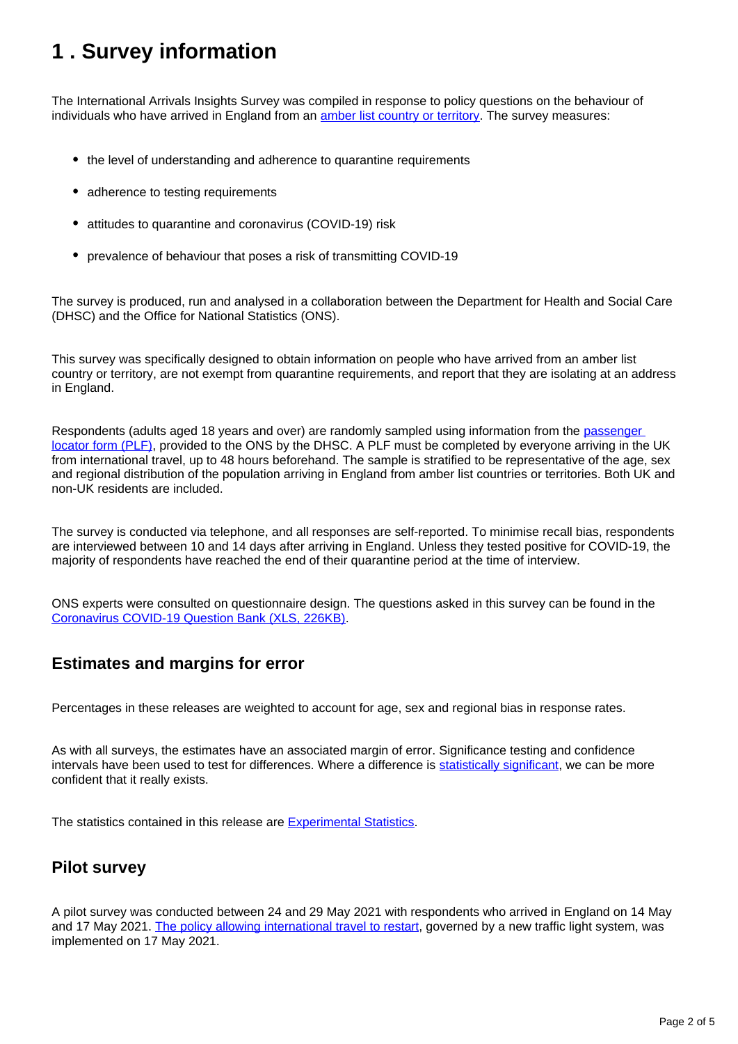# 1 . Survey information

The International Arrivals Insights Survey was compiled in response to policy questions on the behaviour of individuals who have arrived in England from an amber list country or territory. The survey measures:

- the level of understanding and adherence to quarantine requirements
- adherence to testing requirements
- attitudes to quarantine and coronavirus (COVID-19) risk
- prevalence of behaviour that poses a risk of transmitting COVID-19

The survey is produced, run and analysed in a collaboration between the Department for Health and Social Care (DHSC) and the Office for National Statistics (ONS).

This survey was specifically designed to obtain information on people who have arrived from an amber list country or territory, are not exempt from quarantine requirements, and report that they are isolating at an address in England.

Respondents (adults aged 18 years and over) are randomly sampled using information from the passenger locator form (PLF), provided to the ONS by the DHSC. A PLF must be completed by everyone arriving in the UK from international travel, up to 48 hours beforehand. The sample is stratified to be representative of the age, sex and regional distribution of the population arriving in England from amber list countries or territories. Both UK and non-UK residents are included.

The survey is conducted via telephone, and all responses are self-reported. To minimise recall bias, respondents are interviewed between 10 and 14 days after arriving in England. Unless they tested positive for COVID-19, the majority of respondents have reached the end of their quarantine period at the time of interview.

ONS experts were consulted on questionnaire design. The questions asked in this survey can be found in the Coronavirus COVID-19 Question Bank (XLS, 226KB).

## Estimates and margins for error

Percentages in these releases are weighted to account for age, sex and regional bias in response rates.

As with all surveys, the estimates have an associated margin of error. Significance testing and confidence intervals have been used to test for differences. Where a difference is statistically significant, we can be more confident that it really exists.

The statistics contained in this release are Experimental Statistics.

## Pilot survey

A pilot survey was conducted between 24 and 29 May 2021 with respondents who arrived in England on 14 May and 17 May 2021. The policy allowing international travel to restart, governed by a new traffic light system, was implemented on 17 May 2021.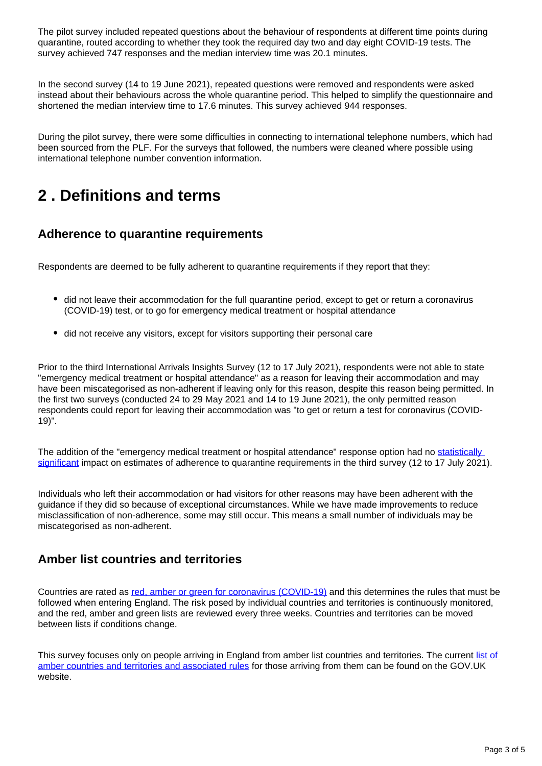The pilot survey included repeated questions about the behaviour of respondents at different time points during quarantine, routed according to whether they took the required day two and day eight COVID-19 tests. The survey achieved 747 responses and the median interview time was 20.1 minutes.

In the second survey (14 to 19 June 2021), repeated questions were removed and respondents were asked instead about their behaviours across the whole quarantine period. This helped to simplify the questionnaire and shortened the median interview time to 17.6 minutes. This survey achieved 944 responses.

During the pilot survey, there were some difficulties in connecting to international telephone numbers, which had been sourced from the PLF. For the surveys that followed, the numbers were cleaned where possible using international telephone number convention information.

## 2 . Definitions and terms

### Adherence to quarantine requirements

Respondents are deemed to be fully adherent to quarantine requirements if they report that they:

- did not leave their accommodation for the full quarantine period, except to get or return a coronavirus (COVID-19) test, or to go for emergency medical treatment or hospital attendance
- did not receive any visitors, except for visitors supporting their personal care

Prior to the third International Arrivals Insights Survey (12 to 17 July 2021), respondents were not able to state "emergency medical treatment or hospital attendance" as a reason for leaving their accommodation and may have been miscategorised as non-adherent if leaving only for this reason, despite this reason being permitted. In the first two surveys (conducted 24 to 29 May 2021 and 14 to 19 June 2021), the only permitted reason respondents could report for leaving their accommodation was "to get or return a test for coronavirus (COVID-19)".

The addition of the "emergency medical treatment or hospital attendance" response option had no statistically significant impact on estimates of adherence to quarantine requirements in the third survey (12 to 17 July 2021).

Individuals who left their accommodation or had visitors for other reasons may have been adherent with the guidance if they did so because of exceptional circumstances. While we have made improvements to reduce misclassification of non-adherence, some may still occur. This means a small number of individuals may be miscategorised as non-adherent.

### Amber list countries and territories

Countries are rated as red, amber or green for coronavirus (COVID-19) and this determines the rules that must be followed when entering England. The risk posed by individual countries and territories is continuously monitored, and the red, amber and green lists are reviewed every three weeks. Countries and territories can be moved between lists if conditions change.

This survey focuses only on people arriving in England from amber list countries and territories. The current list of amber countries and territories and associated rules for those arriving from them can be found on the GOV.UK website.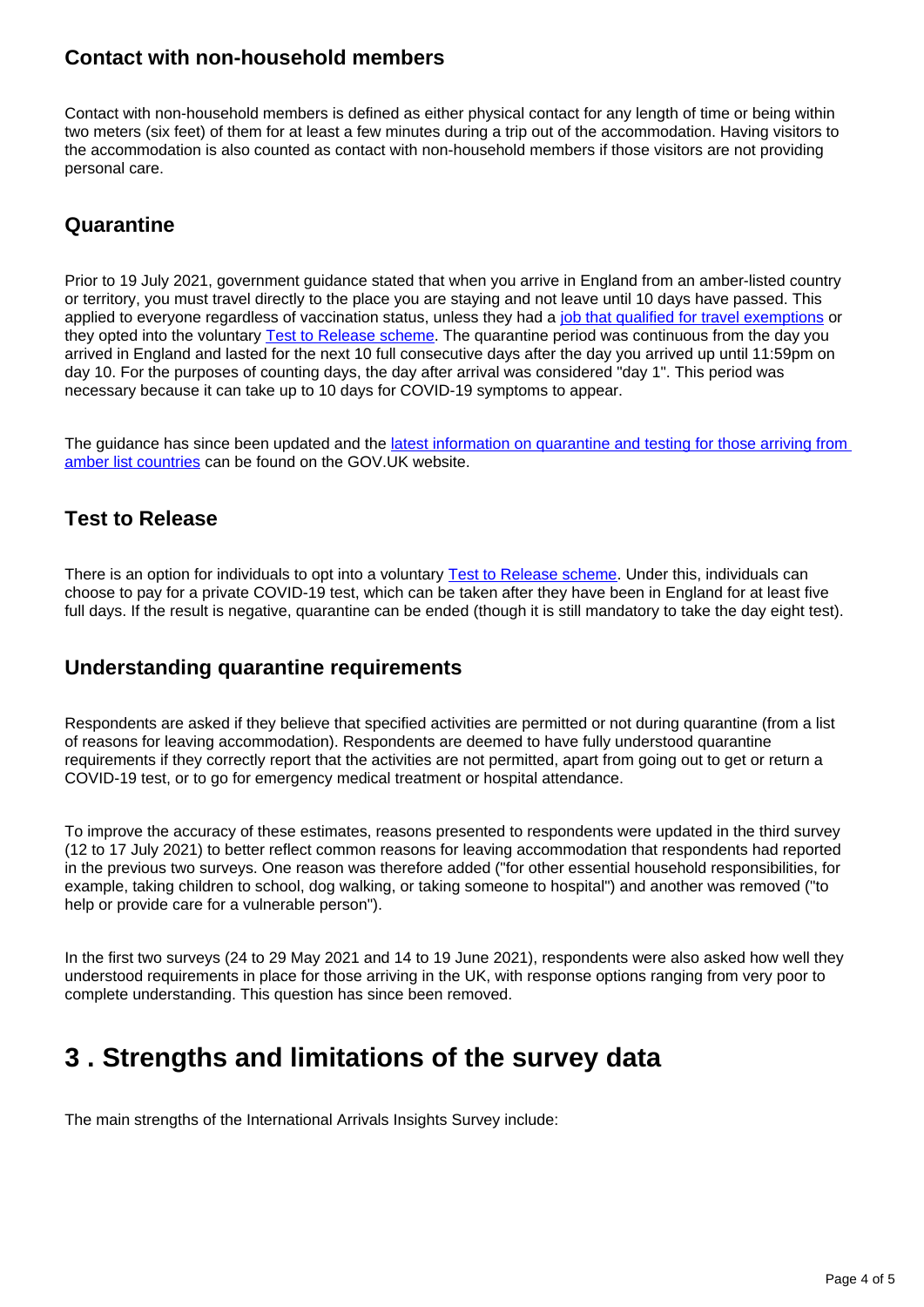### Contact with non-household members

Contact with non-household members is defined as either physical contact for any length of time or being within two meters (six feet) of them for at least a few minutes during a trip out of the accommodation. Having visitors to the accommodation is also counted as contact with non-household members if those visitors are not providing personal care.

### Quarantine

Prior to 19 July 2021, government guidance stated that when you arrive in England from an amber-listed country or territory, you must travel directly to the place you are staying and not leave until 10 days have passed. This applied to everyone regardless of vaccination status, unless they had a job that qualified for travel exemptions or they opted into the voluntary Test to Release scheme. The quarantine period was continuous from the day you arrived in England and lasted for the next 10 full consecutive days after the day you arrived up until 11:59pm on day 10. For the purposes of counting days, the day after arrival was considered "day 1". This period was necessary because it can take up to 10 days for COVID-19 symptoms to appear.

The guidance has since been updated and the latest information on quarantine and testing for those arriving from amber list countries can be found on the GOV.UK website.

### Test to Release

There is an option for individuals to opt into a voluntary Test to Release scheme. Under this, individuals can choose to pay for a private COVID-19 test, which can be taken after they have been in England for at least five full days. If the result is negative, quarantine can be ended (though it is still mandatory to take the day eight test).

### Understanding quarantine requirements

Respondents are asked if they believe that specified activities are permitted or not during quarantine (from a list of reasons for leaving accommodation). Respondents are deemed to have fully understood quarantine requirements if they correctly report that the activities are not permitted, apart from going out to get or return a COVID-19 test, or to go for emergency medical treatment or hospital attendance.

To improve the accuracy of these estimates, reasons presented to respondents were updated in the third survey (12 to 17 July 2021) to better reflect common reasons for leaving accommodation that respondents had reported in the previous two surveys. One reason was therefore added ("for other essential household responsibilities, for example, taking children to school, dog walking, or taking someone to hospital") and another was removed ("to help or provide care for a vulnerable person").

In the first two surveys (24 to 29 May 2021 and 14 to 19 June 2021), respondents were also asked how well they understood requirements in place for those arriving in the UK, with response options ranging from very poor to complete understanding. This question has since been removed.

## 3 . Strengths and limitations of the survey data

The main strengths of the International Arrivals Insights Survey include: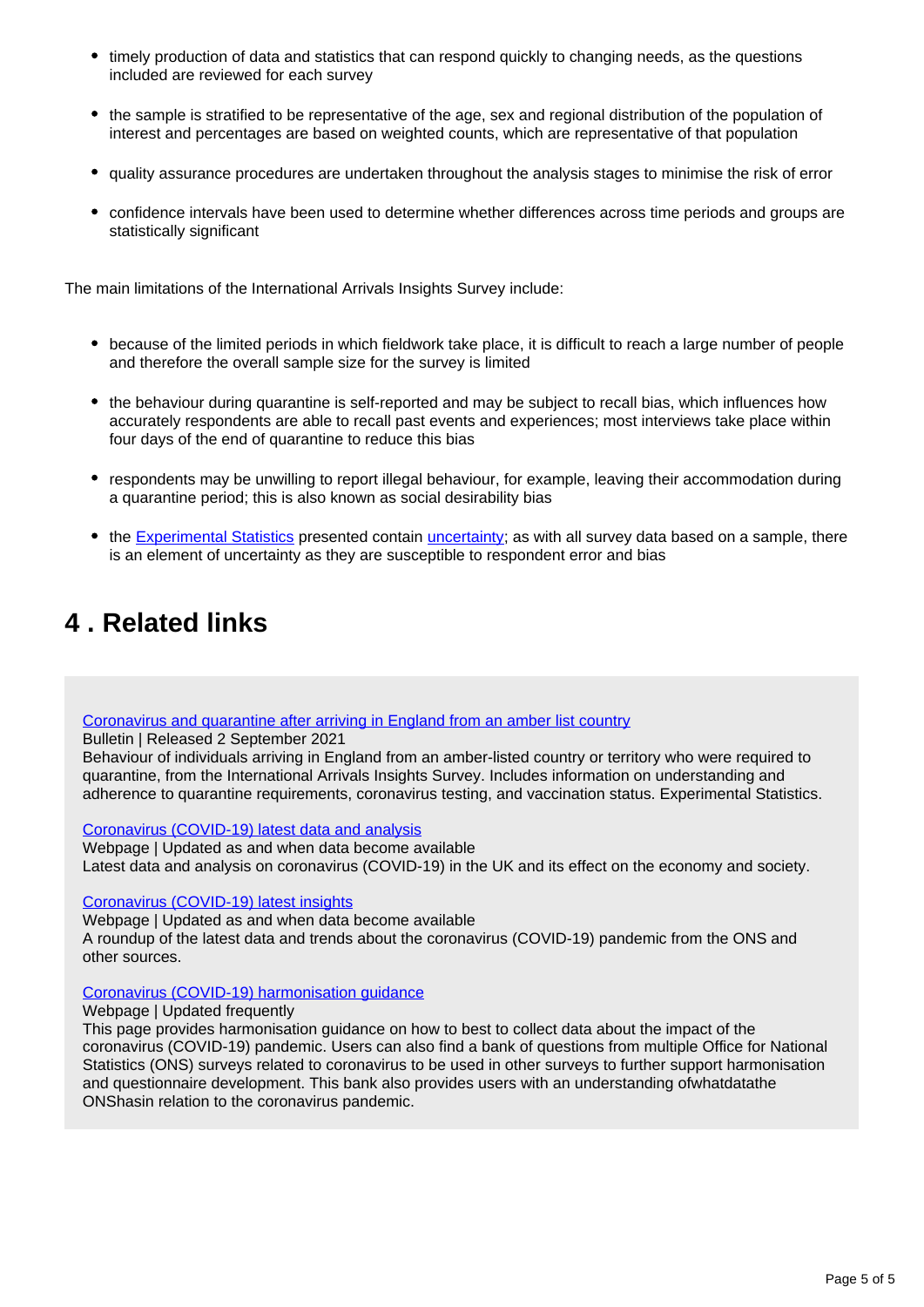- timely production of data and statistics that can respond quickly to changing needs, as the questions included are reviewed for each survey
- the sample is stratified to be representative of the age, sex and regional distribution of the population of interest and percentages are based on weighted counts, which are representative of that population
- quality assurance procedures are undertaken throughout the analysis stages to minimise the risk of error
- confidence intervals have been used to determine whether differences across time periods and groups are statistically significant

The main limitations of the International Arrivals Insights Survey include:

- because of the limited periods in which fieldwork take place, it is difficult to reach a large number of people and therefore the overall sample size for the survey is limited
- the behaviour during quarantine is self-reported and may be subject to recall bias, which influences how accurately respondents are able to recall past events and experiences; most interviews take place within four days of the end of quarantine to reduce this bias
- respondents may be unwilling to report illegal behaviour, for example, leaving their accommodation during a quarantine period; this is also known as social desirability bias
- the Experimental Statistics presented contain uncertainty; as with all survey data based on a sample, there is an element of uncertainty as they are susceptible to respondent error and bias

## 4 . Related links

Coronavirus and quarantine after arriving in England from an amber list country
Bulletin | Released 2 September 2021
Behaviour of individuals arriving in England from an amber-listed country or territory who were required to quarantine, from the International Arrivals Insights Survey. Includes information on understanding and adherence to quarantine requirements, coronavirus testing, and vaccination status. Experimental Statistics.

Coronavirus (COVID-19) latest data and analysis
Webpage | Updated as and when data become available
Latest data and analysis on coronavirus (COVID-19) in the UK and its effect on the economy and society.

Coronavirus (COVID-19) latest insights
Webpage | Updated as and when data become available
A roundup of the latest data and trends about the coronavirus (COVID-19) pandemic from the ONS and other sources.

Coronavirus (COVID-19) harmonisation guidance
Webpage | Updated frequently
This page provides harmonisation guidance on how to best to collect data about the impact of the coronavirus (COVID-19) pandemic. Users can also find a bank of questions from multiple Office for National Statistics (ONS) surveys related to coronavirus to be used in other surveys to further support harmonisation and questionnaire development. This bank also provides users with an understanding ofwhatdatathe ONShasin relation to the coronavirus pandemic.